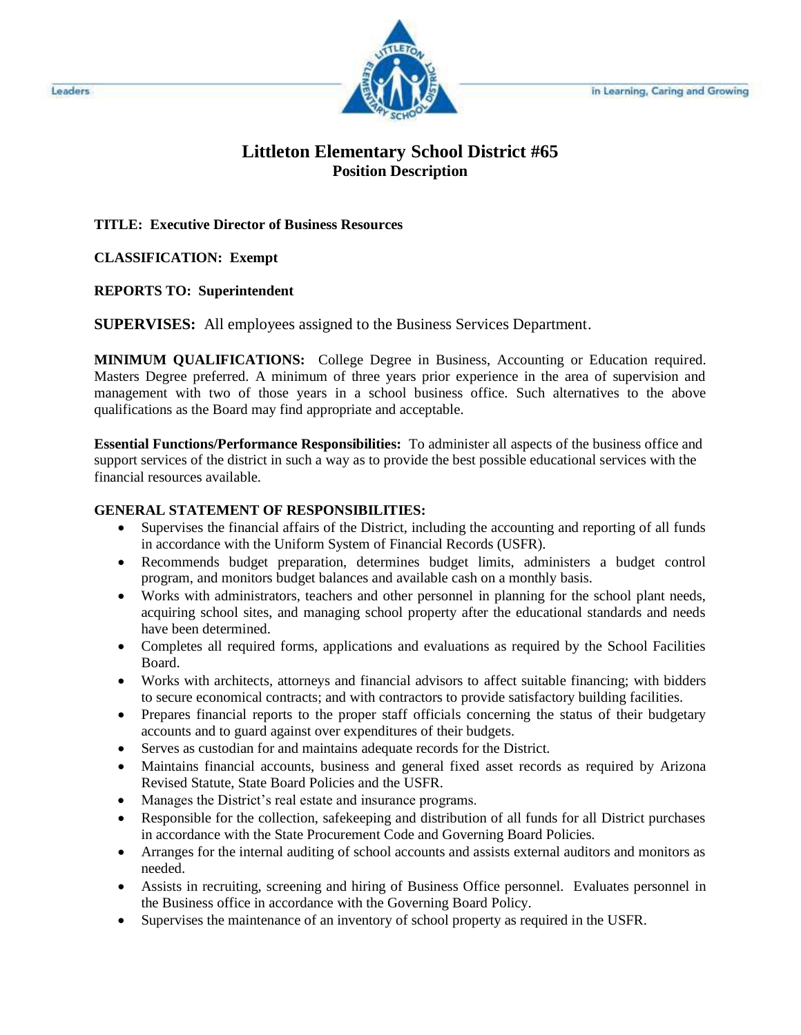# Littleton Elementary School District #65

## Position Description

**TITLE: Executive Director of Business Resources**

**CLASSIFICATION: Exempt**

**REPORTS TO: Superintendent**

**SUPERVISES:** All employees assigned to the Business Services Department.

**MINIMUM QUALIFICATIONS:** College Degree in Business, Accounting or Education required. Masters Degree preferred. A minimum of three years prior experience in the area of supervision and management with two of those years in a school business office. Such alternatives to the above qualifications as the Board may find appropriate and acceptable.

**Essential Functions/Performance Responsibilities:** To administer all aspects of the business office and support services of the district in such a way as to provide the best possible educational services with the financial resources available.

**GENERAL STATEMENT OF RESPONSIBILITIES:**

- Supervises the financial affairs of the District, including the accounting and reporting of all funds in accordance with the Uniform System of Financial Records (USFR).
- Recommends budget preparation, determines budget limits, administers a budget control program, and monitors budget balances and available cash on a monthly basis.
- Works with administrators, teachers and other personnel in planning for the school plant needs, acquiring school sites, and managing school property after the educational standards and needs have been determined.
- Completes all required forms, applications and evaluations as required by the School Facilities Board.
- Works with architects, attorneys and financial advisors to affect suitable financing; with bidders to secure economical contracts; and with contractors to provide satisfactory building facilities.
- Prepares financial reports to the proper staff officials concerning the status of their budgetary accounts and to guard against over expenditures of their budgets.
- Serves as custodian for and maintains adequate records for the District.
- Maintains financial accounts, business and general fixed asset records as required by Arizona Revised Statute, State Board Policies and the USFR.
- Manages the District's real estate and insurance programs.
- Responsible for the collection, safekeeping and distribution of all funds for all District purchases in accordance with the State Procurement Code and Governing Board Policies.
- Arranges for the internal auditing of school accounts and assists external auditors and monitors as needed.
- Assists in recruiting, screening and hiring of Business Office personnel. Evaluates personnel in the Business office in accordance with the Governing Board Policy.
- Supervises the maintenance of an inventory of school property as required in the USFR.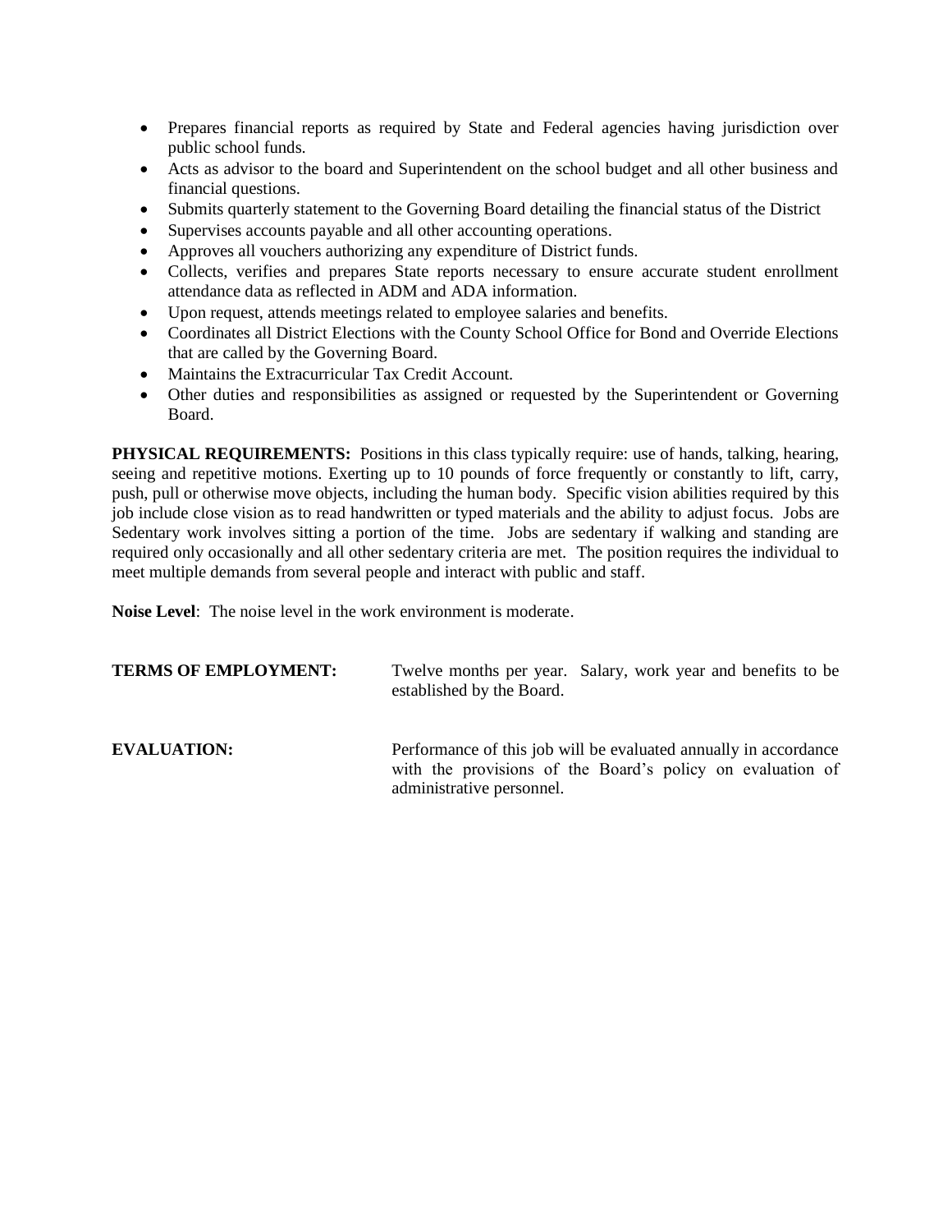- Prepares financial reports as required by State and Federal agencies having jurisdiction over public school funds.
- Acts as advisor to the board and Superintendent on the school budget and all other business and financial questions.
- Submits quarterly statement to the Governing Board detailing the financial status of the District
- Supervises accounts payable and all other accounting operations.
- Approves all vouchers authorizing any expenditure of District funds.
- Collects, verifies and prepares State reports necessary to ensure accurate student enrollment attendance data as reflected in ADM and ADA information.
- Upon request, attends meetings related to employee salaries and benefits.
- Coordinates all District Elections with the County School Office for Bond and Override Elections that are called by the Governing Board.
- Maintains the Extracurricular Tax Credit Account.
- Other duties and responsibilities as assigned or requested by the Superintendent or Governing Board.

**PHYSICAL REQUIREMENTS:** Positions in this class typically require: use of hands, talking, hearing, seeing and repetitive motions. Exerting up to 10 pounds of force frequently or constantly to lift, carry, push, pull or otherwise move objects, including the human body. Specific vision abilities required by this job include close vision as to read handwritten or typed materials and the ability to adjust focus. Jobs are Sedentary work involves sitting a portion of the time. Jobs are sedentary if walking and standing are required only occasionally and all other sedentary criteria are met. The position requires the individual to meet multiple demands from several people and interact with public and staff.

**Noise Level**: The noise level in the work environment is moderate.

**TERMS OF EMPLOYMENT:** Twelve months per year. Salary, work year and benefits to be established by the Board.

**EVALUATION:** Performance of this job will be evaluated annually in accordance with the provisions of the Board's policy on evaluation of administrative personnel.